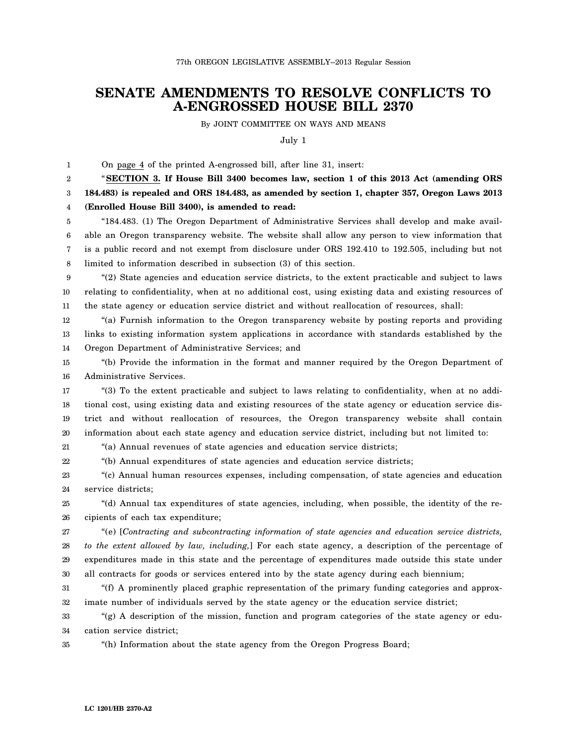77th OREGON LEGISLATIVE ASSEMBLY--2013 Regular Session

# SENATE AMENDMENTS TO RESOLVE CONFLICTS TO A-ENGROSSED HOUSE BILL 2370

By JOINT COMMITTEE ON WAYS AND MEANS

July 1

On page 4 of the printed A-engrossed bill, after line 31, insert:

"**SECTION 3. If House Bill 3400 becomes law, section 1 of this 2013 Act (amending ORS 184.483) is repealed and ORS 184.483, as amended by section 1, chapter 357, Oregon Laws 2013 (Enrolled House Bill 3400), is amended to read:**

"184.483. (1) The Oregon Department of Administrative Services shall develop and make available an Oregon transparency website. The website shall allow any person to view information that is a public record and not exempt from disclosure under ORS 192.410 to 192.505, including but not limited to information described in subsection (3) of this section.

"(2) State agencies and education service districts, to the extent practicable and subject to laws relating to confidentiality, when at no additional cost, using existing data and existing resources of the state agency or education service district and without reallocation of resources, shall:

"(a) Furnish information to the Oregon transparency website by posting reports and providing links to existing information system applications in accordance with standards established by the Oregon Department of Administrative Services; and

"(b) Provide the information in the format and manner required by the Oregon Department of Administrative Services.

"(3) To the extent practicable and subject to laws relating to confidentiality, when at no additional cost, using existing data and existing resources of the state agency or education service district and without reallocation of resources, the Oregon transparency website shall contain information about each state agency and education service district, including but not limited to:

"(a) Annual revenues of state agencies and education service districts;

"(b) Annual expenditures of state agencies and education service districts;

"(c) Annual human resources expenses, including compensation, of state agencies and education service districts;

"(d) Annual tax expenditures of state agencies, including, when possible, the identity of the recipients of each tax expenditure;

"(e) [*Contracting and subcontracting information of state agencies and education service districts, to the extent allowed by law, including,*] For each state agency, a description of the percentage of expenditures made in this state and the percentage of expenditures made outside this state under all contracts for goods or services entered into by the state agency during each biennium;

"(f) A prominently placed graphic representation of the primary funding categories and approximate number of individuals served by the state agency or the education service district;

"(g) A description of the mission, function and program categories of the state agency or education service district;

"(h) Information about the state agency from the Oregon Progress Board;

LC 1201/HB 2370-A2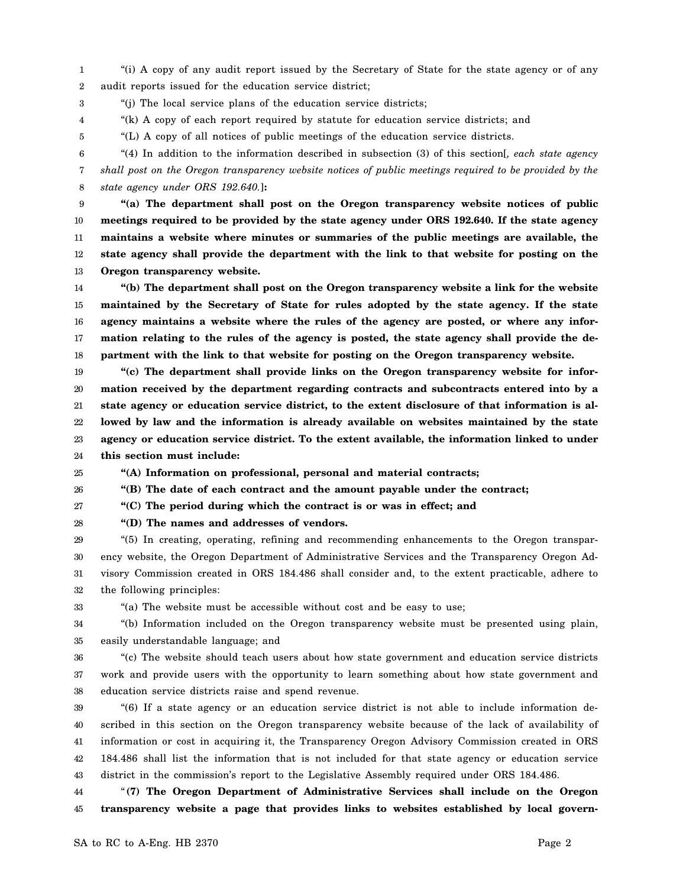"(i) A copy of any audit report issued by the Secretary of State for the state agency or of any audit reports issued for the education service district;

"(j) The local service plans of the education service districts;

"(k) A copy of each report required by statute for education service districts; and

"(L) A copy of all notices of public meetings of the education service districts.

"(4) In addition to the information described in subsection (3) of this section[*, each state agency shall post on the Oregon transparency website notices of public meetings required to be provided by the state agency under ORS 192.640.*]**:**

**"(a) The department shall post on the Oregon transparency website notices of public meetings required to be provided by the state agency under ORS 192.640. If the state agency maintains a website where minutes or summaries of the public meetings are available, the state agency shall provide the department with the link to that website for posting on the Oregon transparency website.**

**"(b) The department shall post on the Oregon transparency website a link for the website maintained by the Secretary of State for rules adopted by the state agency. If the state agency maintains a website where the rules of the agency are posted, or where any information relating to the rules of the agency is posted, the state agency shall provide the department with the link to that website for posting on the Oregon transparency website.**

**"(c) The department shall provide links on the Oregon transparency website for information received by the department regarding contracts and subcontracts entered into by a state agency or education service district, to the extent disclosure of that information is allowed by law and the information is already available on websites maintained by the state agency or education service district. To the extent available, the information linked to under this section must include:**

**"(A) Information on professional, personal and material contracts;**

**"(B) The date of each contract and the amount payable under the contract;**

**"(C) The period during which the contract is or was in effect; and**

**"(D) The names and addresses of vendors.**

"(5) In creating, operating, refining and recommending enhancements to the Oregon transparency website, the Oregon Department of Administrative Services and the Transparency Oregon Advisory Commission created in ORS 184.486 shall consider and, to the extent practicable, adhere to the following principles:

"(a) The website must be accessible without cost and be easy to use;

"(b) Information included on the Oregon transparency website must be presented using plain, easily understandable language; and

"(c) The website should teach users about how state government and education service districts work and provide users with the opportunity to learn something about how state government and education service districts raise and spend revenue.

"(6) If a state agency or an education service district is not able to include information described in this section on the Oregon transparency website because of the lack of availability of information or cost in acquiring it, the Transparency Oregon Advisory Commission created in ORS 184.486 shall list the information that is not included for that state agency or education service district in the commission's report to the Legislative Assembly required under ORS 184.486.

"**(7) The Oregon Department of Administrative Services shall include on the Oregon transparency website a page that provides links to websites established by local govern-**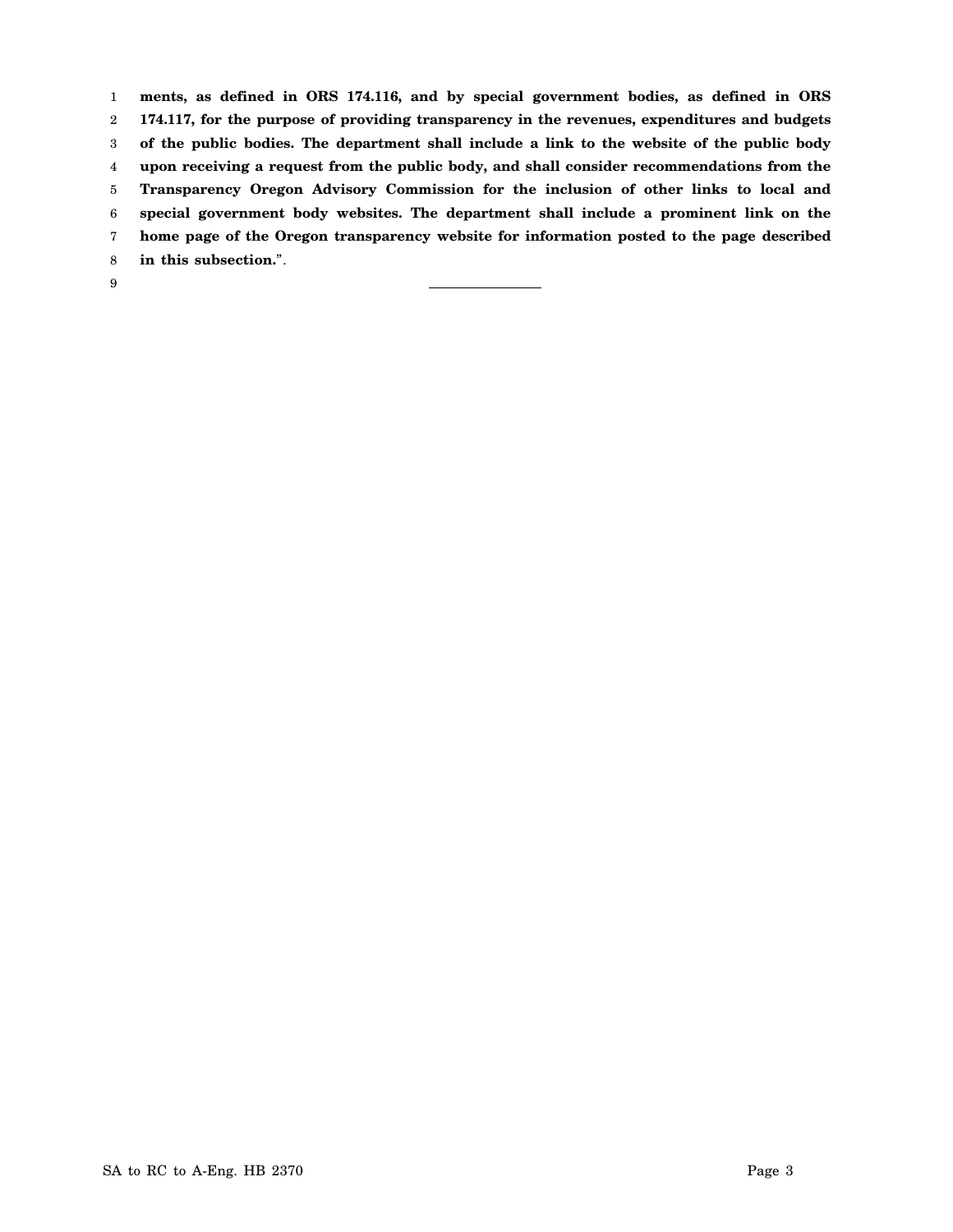**ments, as defined in ORS 174.116, and by special government bodies, as defined in ORS 174.117, for the purpose of providing transparency in the revenues, expenditures and budgets of the public bodies. The department shall include a link to the website of the public body upon receiving a request from the public body, and shall consider recommendations from the Transparency Oregon Advisory Commission for the inclusion of other links to local and special government body websites. The department shall include a prominent link on the home page of the Oregon transparency website for information posted to the page described in this subsection.**".